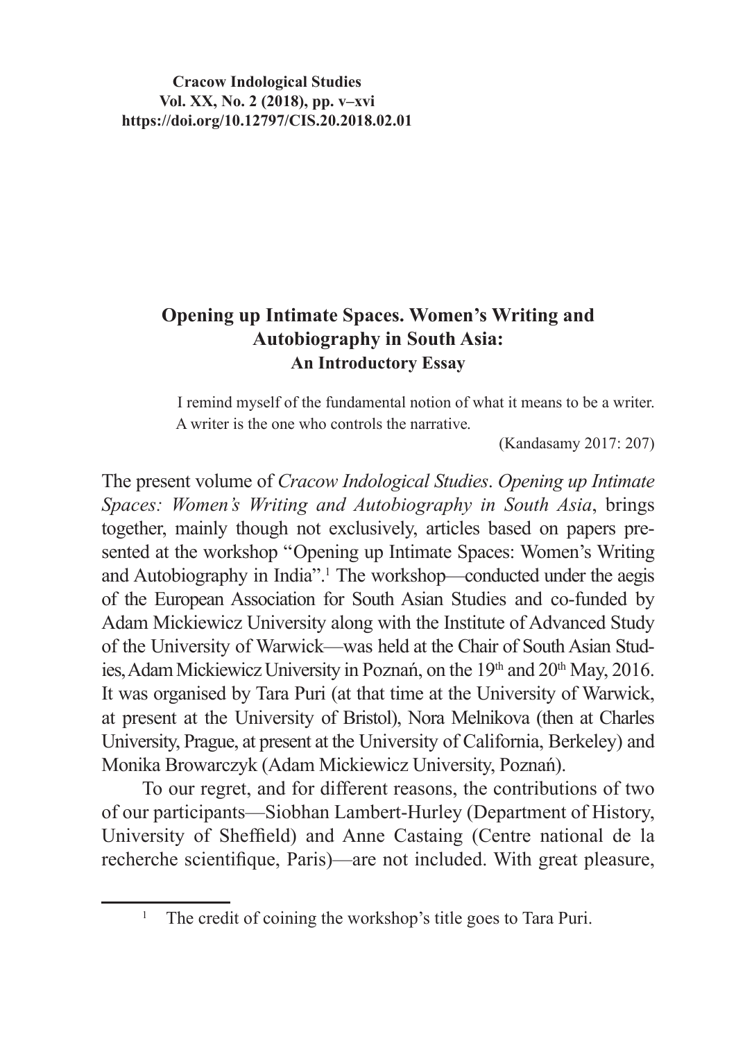# Opening up Intimate Spaces. Women's Writing and Autobiography in South Asia: An Introductory Essay

> I remind myself of the fundamental notion of what it means to be a writer. A writer is the one who controls the narrative.
>
> (Kandasamy 2017: 207)

The present volume of *Cracow Indological Studies*. *Opening up Intimate Spaces: Women's Writing and Autobiography in South Asia*, brings together, mainly though not exclusively, articles based on papers presented at the workshop "Opening up Intimate Spaces: Women's Writing and Autobiography in India".[1] The workshop—conducted under the aegis of the European Association for South Asian Studies and co-funded by Adam Mickiewicz University along with the Institute of Advanced Study of the University of Warwick—was held at the Chair of South Asian Studies, Adam Mickiewicz University in Poznań, on the 19th and 20th May, 2016. It was organised by Tara Puri (at that time at the University of Warwick, at present at the University of Bristol), Nora Melnikova (then at Charles University, Prague, at present at the University of California, Berkeley) and Monika Browarczyk (Adam Mickiewicz University, Poznań).

To our regret, and for different reasons, the contributions of two of our participants—Siobhan Lambert-Hurley (Department of History, University of Sheffield) and Anne Castaing (Centre national de la recherche scientifique, Paris)—are not included. With great pleasure,

[1] The credit of coining the workshop's title goes to Tara Puri.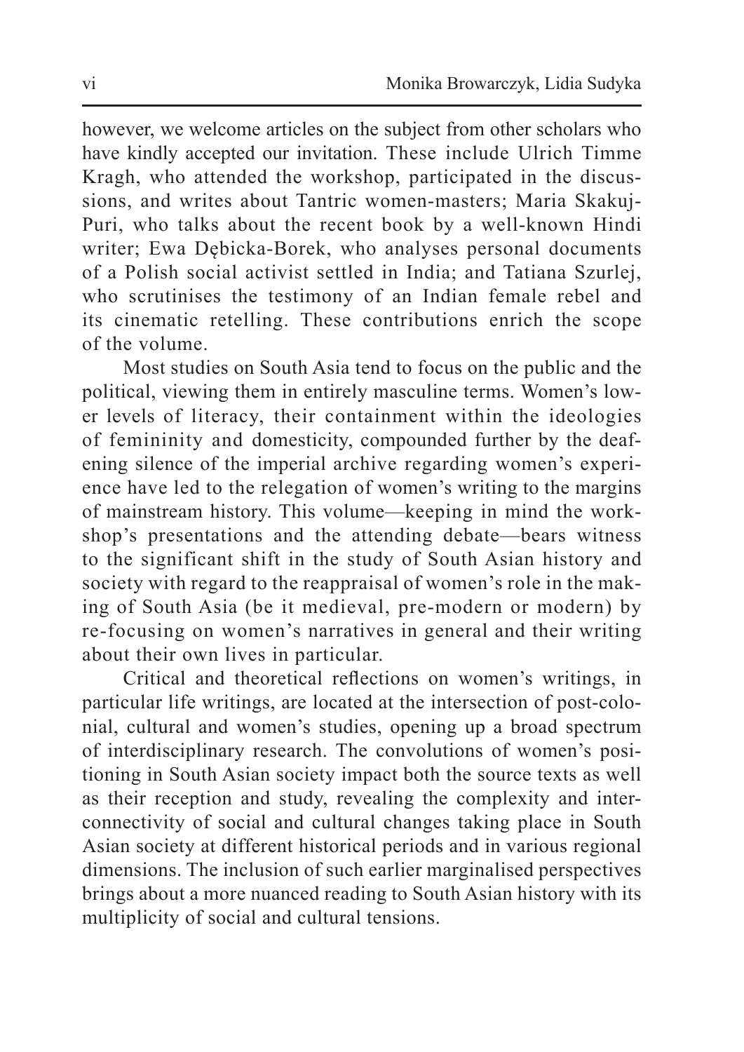however, we welcome articles on the subject from other scholars who have kindly accepted our invitation. These include Ulrich Timme Kragh, who attended the workshop, participated in the discussions, and writes about Tantric women-masters; Maria Skakuj-Puri, who talks about the recent book by a well-known Hindi writer; Ewa Dębicka-Borek, who analyses personal documents of a Polish social activist settled in India; and Tatiana Szurlej, who scrutinises the testimony of an Indian female rebel and its cinematic retelling. These contributions enrich the scope of the volume.

Most studies on South Asia tend to focus on the public and the political, viewing them in entirely masculine terms. Women's lower levels of literacy, their containment within the ideologies of femininity and domesticity, compounded further by the deafening silence of the imperial archive regarding women's experience have led to the relegation of women's writing to the margins of mainstream history. This volume—keeping in mind the workshop's presentations and the attending debate—bears witness to the significant shift in the study of South Asian history and society with regard to the reappraisal of women's role in the making of South Asia (be it medieval, pre-modern or modern) by re-focusing on women's narratives in general and their writing about their own lives in particular.

Critical and theoretical reflections on women's writings, in particular life writings, are located at the intersection of post-colonial, cultural and women's studies, opening up a broad spectrum of interdisciplinary research. The convolutions of women's positioning in South Asian society impact both the source texts as well as their reception and study, revealing the complexity and interconnectivity of social and cultural changes taking place in South Asian society at different historical periods and in various regional dimensions. The inclusion of such earlier marginalised perspectives brings about a more nuanced reading to South Asian history with its multiplicity of social and cultural tensions.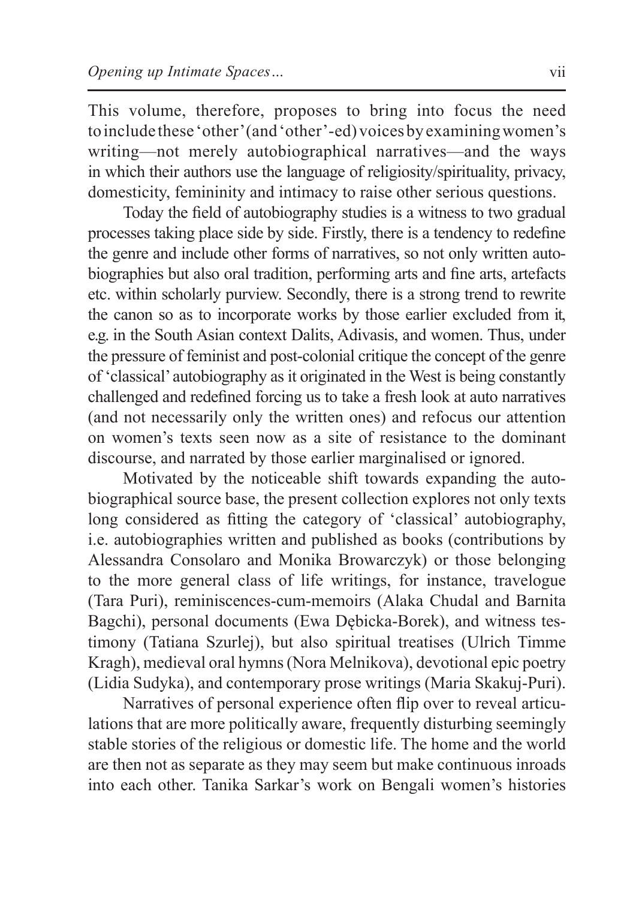This volume, therefore, proposes to bring into focus the need to include these 'other' (and 'other'-ed) voices by examining women's writing—not merely autobiographical narratives—and the ways in which their authors use the language of religiosity/spirituality, privacy, domesticity, femininity and intimacy to raise other serious questions.

Today the field of autobiography studies is a witness to two gradual processes taking place side by side. Firstly, there is a tendency to redefine the genre and include other forms of narratives, so not only written autobiographies but also oral tradition, performing arts and fine arts, artefacts etc. within scholarly purview. Secondly, there is a strong trend to rewrite the canon so as to incorporate works by those earlier excluded from it, e.g. in the South Asian context Dalits, Adivasis, and women. Thus, under the pressure of feminist and post-colonial critique the concept of the genre of 'classical' autobiography as it originated in the West is being constantly challenged and redefined forcing us to take a fresh look at auto narratives (and not necessarily only the written ones) and refocus our attention on women's texts seen now as a site of resistance to the dominant discourse, and narrated by those earlier marginalised or ignored.

Motivated by the noticeable shift towards expanding the autobiographical source base, the present collection explores not only texts long considered as fitting the category of 'classical' autobiography, i.e. autobiographies written and published as books (contributions by Alessandra Consolaro and Monika Browarczyk) or those belonging to the more general class of life writings, for instance, travelogue (Tara Puri), reminiscences-cum-memoirs (Alaka Chudal and Barnita Bagchi), personal documents (Ewa Dębicka-Borek), and witness testimony (Tatiana Szurlej), but also spiritual treatises (Ulrich Timme Kragh), medieval oral hymns (Nora Melnikova), devotional epic poetry (Lidia Sudyka), and contemporary prose writings (Maria Skakuj-Puri).

Narratives of personal experience often flip over to reveal articulations that are more politically aware, frequently disturbing seemingly stable stories of the religious or domestic life. The home and the world are then not as separate as they may seem but make continuous inroads into each other. Tanika Sarkar's work on Bengali women's histories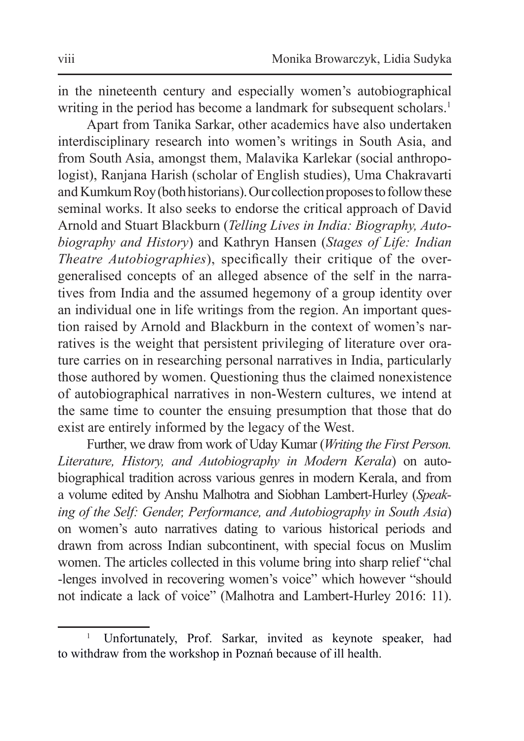in the nineteenth century and especially women's autobiographical writing in the period has become a landmark for subsequent scholars.[1]

Apart from Tanika Sarkar, other academics have also undertaken interdisciplinary research into women's writings in South Asia, and from South Asia, amongst them, Malavika Karlekar (social anthropologist), Ranjana Harish (scholar of English studies), Uma Chakravarti and Kumkum Roy (both historians). Our collection proposes to follow these seminal works. It also seeks to endorse the critical approach of David Arnold and Stuart Blackburn (*Telling Lives in India: Biography, Autobiography and History*) and Kathryn Hansen (*Stages of Life: Indian Theatre Autobiographies*), specifically their critique of the overgeneralised concepts of an alleged absence of the self in the narratives from India and the assumed hegemony of a group identity over an individual one in life writings from the region. An important question raised by Arnold and Blackburn in the context of women's narratives is the weight that persistent privileging of literature over orature carries on in researching personal narratives in India, particularly those authored by women. Questioning thus the claimed nonexistence of autobiographical narratives in non-Western cultures, we intend at the same time to counter the ensuing presumption that those that do exist are entirely informed by the legacy of the West.

Further, we draw from work of Uday Kumar (*Writing the First Person. Literature, History, and Autobiography in Modern Kerala*) on autobiographical tradition across various genres in modern Kerala, and from a volume edited by Anshu Malhotra and Siobhan Lambert-Hurley (*Speaking of the Self: Gender, Performance, and Autobiography in South Asia*) on women's auto narratives dating to various historical periods and drawn from across Indian subcontinent, with special focus on Muslim women. The articles collected in this volume bring into sharp relief "chal-lenges involved in recovering women's voice" which however "should not indicate a lack of voice" (Malhotra and Lambert-Hurley 2016: 11).

[1] Unfortunately, Prof. Sarkar, invited as keynote speaker, had to withdraw from the workshop in Poznań because of ill health.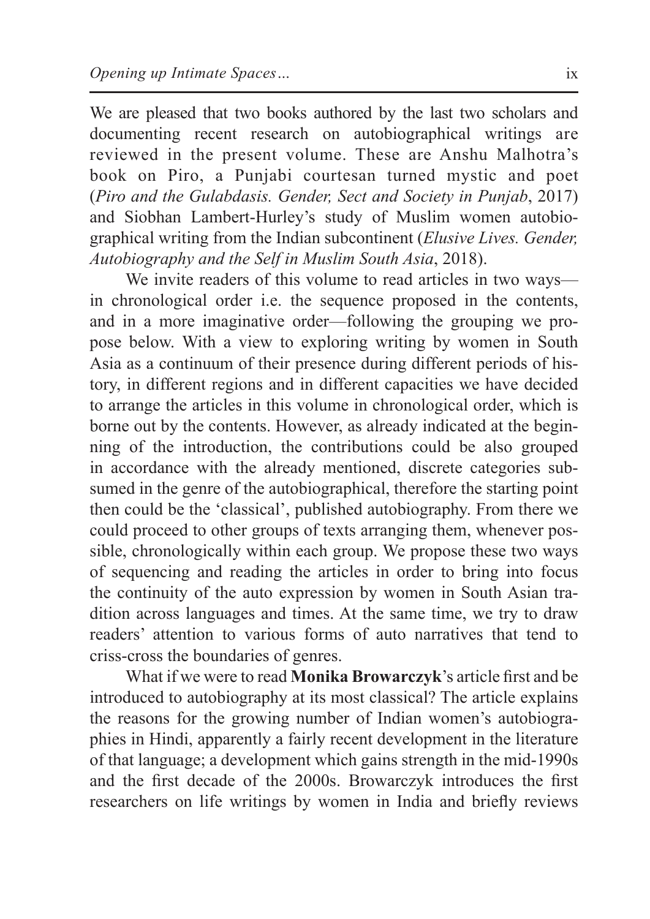We are pleased that two books authored by the last two scholars and documenting recent research on autobiographical writings are reviewed in the present volume. These are Anshu Malhotra's book on Piro, a Punjabi courtesan turned mystic and poet (*Piro and the Gulabdasis. Gender, Sect and Society in Punjab*, 2017) and Siobhan Lambert-Hurley's study of Muslim women autobiographical writing from the Indian subcontinent (*Elusive Lives. Gender, Autobiography and the Self in Muslim South Asia*, 2018).

We invite readers of this volume to read articles in two ways—in chronological order i.e. the sequence proposed in the contents, and in a more imaginative order—following the grouping we propose below. With a view to exploring writing by women in South Asia as a continuum of their presence during different periods of history, in different regions and in different capacities we have decided to arrange the articles in this volume in chronological order, which is borne out by the contents. However, as already indicated at the beginning of the introduction, the contributions could be also grouped in accordance with the already mentioned, discrete categories subsumed in the genre of the autobiographical, therefore the starting point then could be the 'classical', published autobiography. From there we could proceed to other groups of texts arranging them, whenever possible, chronologically within each group. We propose these two ways of sequencing and reading the articles in order to bring into focus the continuity of the auto expression by women in South Asian tradition across languages and times. At the same time, we try to draw readers' attention to various forms of auto narratives that tend to criss-cross the boundaries of genres.

What if we were to read **Monika Browarczyk**'s article first and be introduced to autobiography at its most classical? The article explains the reasons for the growing number of Indian women's autobiographies in Hindi, apparently a fairly recent development in the literature of that language; a development which gains strength in the mid-1990s and the first decade of the 2000s. Browarczyk introduces the first researchers on life writings by women in India and briefly reviews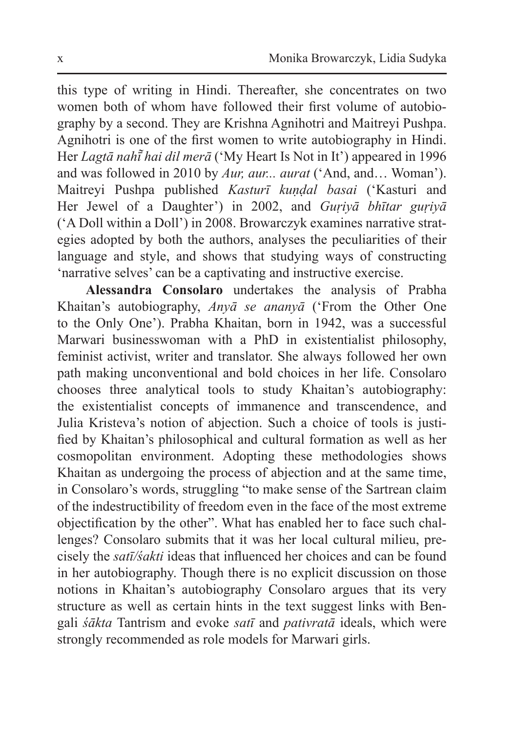this type of writing in Hindi. Thereafter, she concentrates on two women both of whom have followed their first volume of autobiography by a second. They are Krishna Agnihotri and Maitreyi Pushpa. Agnihotri is one of the first women to write autobiography in Hindi. Her *Lagtā nahī̃ hai dil merā* ('My Heart Is Not in It') appeared in 1996 and was followed in 2010 by *Aur, aur... aurat* ('And, and… Woman'). Maitreyi Pushpa published *Kasturī kuṇḍal basai* ('Kasturi and Her Jewel of a Daughter') in 2002, and *Guṛiyā bhītar guṛiyā* ('A Doll within a Doll') in 2008. Browarczyk examines narrative strategies adopted by both the authors, analyses the peculiarities of their language and style, and shows that studying ways of constructing 'narrative selves' can be a captivating and instructive exercise.

**Alessandra Consolaro** undertakes the analysis of Prabha Khaitan's autobiography, *Anyā se ananyā* ('From the Other One to the Only One'). Prabha Khaitan, born in 1942, was a successful Marwari businesswoman with a PhD in existentialist philosophy, feminist activist, writer and translator. She always followed her own path making unconventional and bold choices in her life. Consolaro chooses three analytical tools to study Khaitan's autobiography: the existentialist concepts of immanence and transcendence, and Julia Kristeva's notion of abjection. Such a choice of tools is justified by Khaitan's philosophical and cultural formation as well as her cosmopolitan environment. Adopting these methodologies shows Khaitan as undergoing the process of abjection and at the same time, in Consolaro's words, struggling "to make sense of the Sartrean claim of the indestructibility of freedom even in the face of the most extreme objectification by the other". What has enabled her to face such challenges? Consolaro submits that it was her local cultural milieu, precisely the *satī/śakti* ideas that influenced her choices and can be found in her autobiography. Though there is no explicit discussion on those notions in Khaitan's autobiography Consolaro argues that its very structure as well as certain hints in the text suggest links with Bengali *śākta* Tantrism and evoke *satī* and *pativratā* ideals, which were strongly recommended as role models for Marwari girls.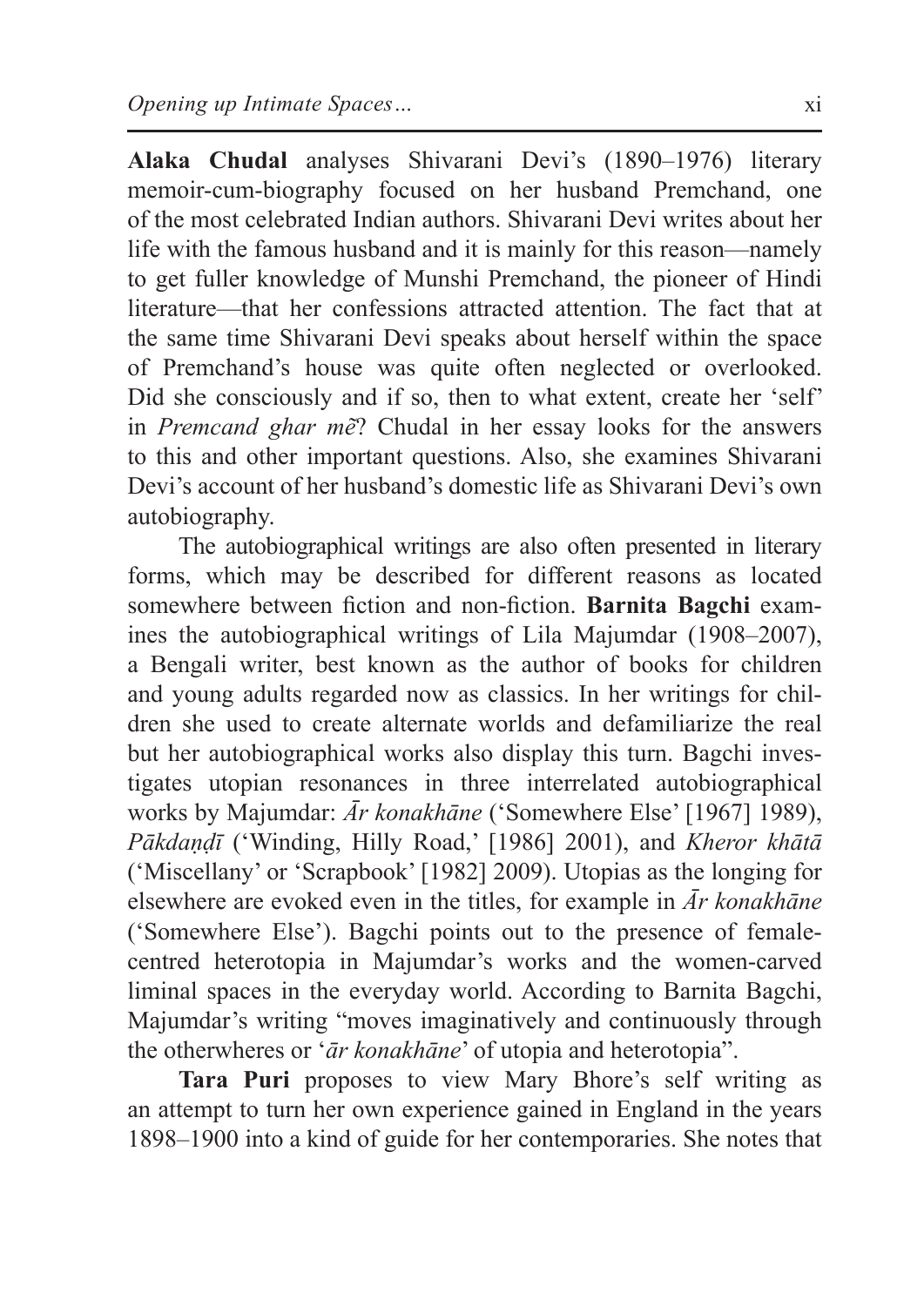**Alaka Chudal** analyses Shivarani Devi's (1890–1976) literary memoir-cum-biography focused on her husband Premchand, one of the most celebrated Indian authors. Shivarani Devi writes about her life with the famous husband and it is mainly for this reason—namely to get fuller knowledge of Munshi Premchand, the pioneer of Hindi literature—that her confessions attracted attention. The fact that at the same time Shivarani Devi speaks about herself within the space of Premchand's house was quite often neglected or overlooked. Did she consciously and if so, then to what extent, create her 'self' in *Premcand ghar mẽ*? Chudal in her essay looks for the answers to this and other important questions. Also, she examines Shivarani Devi's account of her husband's domestic life as Shivarani Devi's own autobiography.

The autobiographical writings are also often presented in literary forms, which may be described for different reasons as located somewhere between fiction and non-fiction. **Barnita Bagchi** examines the autobiographical writings of Lila Majumdar (1908–2007), a Bengali writer, best known as the author of books for children and young adults regarded now as classics. In her writings for children she used to create alternate worlds and defamiliarize the real but her autobiographical works also display this turn. Bagchi investigates utopian resonances in three interrelated autobiographical works by Majumdar: *Ār konakhāne* ('Somewhere Else' [1967] 1989), *Pākdaṇḍī* ('Winding, Hilly Road,' [1986] 2001), and *Kheror khātā* ('Miscellany' or 'Scrapbook' [1982] 2009). Utopias as the longing for elsewhere are evoked even in the titles, for example in *Ār konakhāne* ('Somewhere Else'). Bagchi points out to the presence of female-centred heterotopia in Majumdar's works and the women-carved liminal spaces in the everyday world. According to Barnita Bagchi, Majumdar's writing "moves imaginatively and continuously through the otherwheres or '*ār konakhāne*' of utopia and heterotopia".

**Tara Puri** proposes to view Mary Bhore's self writing as an attempt to turn her own experience gained in England in the years 1898–1900 into a kind of guide for her contemporaries. She notes that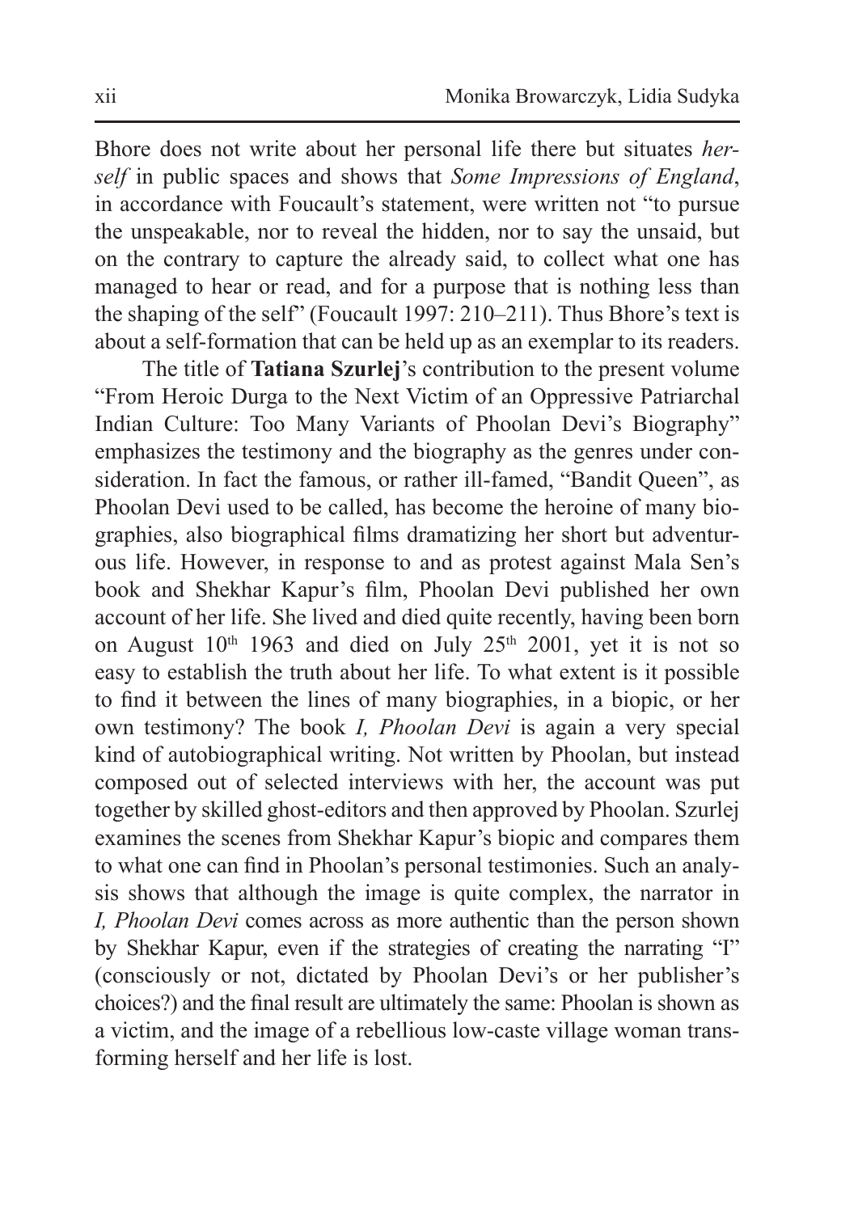Bhore does not write about her personal life there but situates *herself* in public spaces and shows that *Some Impressions of England*, in accordance with Foucault's statement, were written not "to pursue the unspeakable, nor to reveal the hidden, nor to say the unsaid, but on the contrary to capture the already said, to collect what one has managed to hear or read, and for a purpose that is nothing less than the shaping of the self" (Foucault 1997: 210–211). Thus Bhore's text is about a self-formation that can be held up as an exemplar to its readers.

The title of **Tatiana Szurlej**'s contribution to the present volume "From Heroic Durga to the Next Victim of an Oppressive Patriarchal Indian Culture: Too Many Variants of Phoolan Devi's Biography" emphasizes the testimony and the biography as the genres under consideration. In fact the famous, or rather ill-famed, "Bandit Queen", as Phoolan Devi used to be called, has become the heroine of many biographies, also biographical films dramatizing her short but adventurous life. However, in response to and as protest against Mala Sen's book and Shekhar Kapur's film, Phoolan Devi published her own account of her life. She lived and died quite recently, having been born on August 10th 1963 and died on July 25th 2001, yet it is not so easy to establish the truth about her life. To what extent is it possible to find it between the lines of many biographies, in a biopic, or her own testimony? The book *I, Phoolan Devi* is again a very special kind of autobiographical writing. Not written by Phoolan, but instead composed out of selected interviews with her, the account was put together by skilled ghost-editors and then approved by Phoolan. Szurlej examines the scenes from Shekhar Kapur's biopic and compares them to what one can find in Phoolan's personal testimonies. Such an analysis shows that although the image is quite complex, the narrator in *I, Phoolan Devi* comes across as more authentic than the person shown by Shekhar Kapur, even if the strategies of creating the narrating "I" (consciously or not, dictated by Phoolan Devi's or her publisher's choices?) and the final result are ultimately the same: Phoolan is shown as a victim, and the image of a rebellious low-caste village woman transforming herself and her life is lost.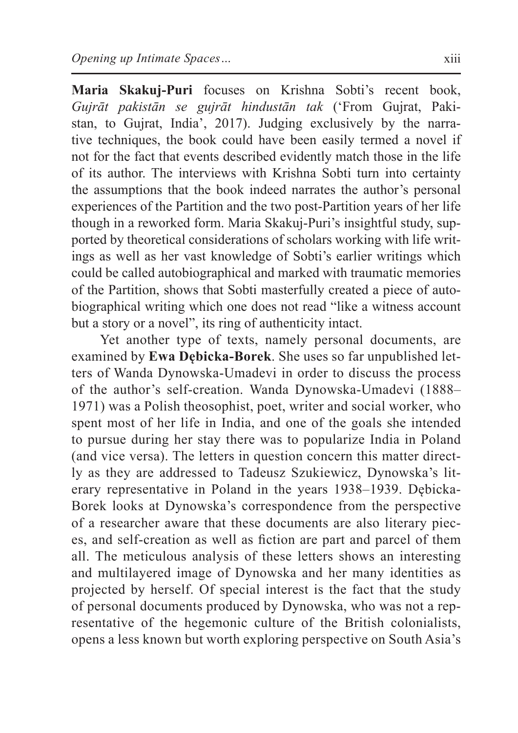**Maria Skakuj-Puri** focuses on Krishna Sobti's recent book, *Gujrāt pakistān se gujrāt hindustān tak* ('From Gujrat, Pakistan, to Gujrat, India', 2017). Judging exclusively by the narrative techniques, the book could have been easily termed a novel if not for the fact that events described evidently match those in the life of its author. The interviews with Krishna Sobti turn into certainty the assumptions that the book indeed narrates the author's personal experiences of the Partition and the two post-Partition years of her life though in a reworked form. Maria Skakuj-Puri's insightful study, supported by theoretical considerations of scholars working with life writings as well as her vast knowledge of Sobti's earlier writings which could be called autobiographical and marked with traumatic memories of the Partition, shows that Sobti masterfully created a piece of autobiographical writing which one does not read "like a witness account but a story or a novel", its ring of authenticity intact.

Yet another type of texts, namely personal documents, are examined by **Ewa Dębicka-Borek**. She uses so far unpublished letters of Wanda Dynowska-Umadevi in order to discuss the process of the author's self-creation. Wanda Dynowska-Umadevi (1888–1971) was a Polish theosophist, poet, writer and social worker, who spent most of her life in India, and one of the goals she intended to pursue during her stay there was to popularize India in Poland (and vice versa). The letters in question concern this matter directly as they are addressed to Tadeusz Szukiewicz, Dynowska's literary representative in Poland in the years 1938–1939. Dębicka-Borek looks at Dynowska's correspondence from the perspective of a researcher aware that these documents are also literary pieces, and self-creation as well as fiction are part and parcel of them all. The meticulous analysis of these letters shows an interesting and multilayered image of Dynowska and her many identities as projected by herself. Of special interest is the fact that the study of personal documents produced by Dynowska, who was not a representative of the hegemonic culture of the British colonialists, opens a less known but worth exploring perspective on South Asia's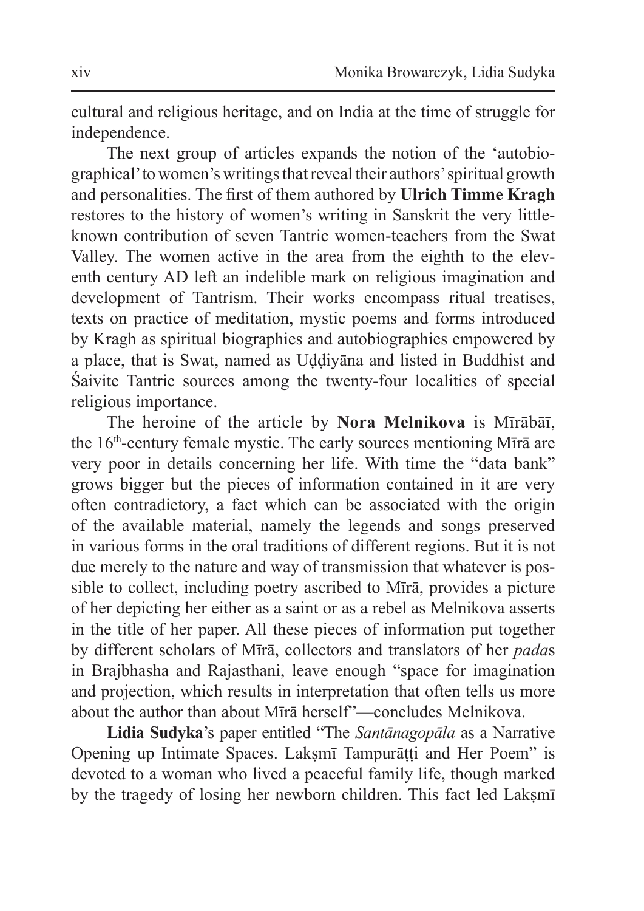cultural and religious heritage, and on India at the time of struggle for independence.

The next group of articles expands the notion of the 'autobiographical' to women's writings that reveal their authors' spiritual growth and personalities. The first of them authored by **Ulrich Timme Kragh** restores to the history of women's writing in Sanskrit the very little-known contribution of seven Tantric women-teachers from the Swat Valley. The women active in the area from the eighth to the eleventh century AD left an indelible mark on religious imagination and development of Tantrism. Their works encompass ritual treatises, texts on practice of meditation, mystic poems and forms introduced by Kragh as spiritual biographies and autobiographies empowered by a place, that is Swat, named as Uḍḍiyāna and listed in Buddhist and Śaivite Tantric sources among the twenty-four localities of special religious importance.

The heroine of the article by **Nora Melnikova** is Mīrābāī, the 16th-century female mystic. The early sources mentioning Mīrā are very poor in details concerning her life. With time the "data bank" grows bigger but the pieces of information contained in it are very often contradictory, a fact which can be associated with the origin of the available material, namely the legends and songs preserved in various forms in the oral traditions of different regions. But it is not due merely to the nature and way of transmission that whatever is possible to collect, including poetry ascribed to Mīrā, provides a picture of her depicting her either as a saint or as a rebel as Melnikova asserts in the title of her paper. All these pieces of information put together by different scholars of Mīrā, collectors and translators of her *pada*s in Brajbhasha and Rajasthani, leave enough "space for imagination and projection, which results in interpretation that often tells us more about the author than about Mīrā herself"—concludes Melnikova.

**Lidia Sudyka**'s paper entitled "The *Santānagopāla* as a Narrative Opening up Intimate Spaces. Lakṣmī Tampurāṭṭi and Her Poem" is devoted to a woman who lived a peaceful family life, though marked by the tragedy of losing her newborn children. This fact led Lakṣmī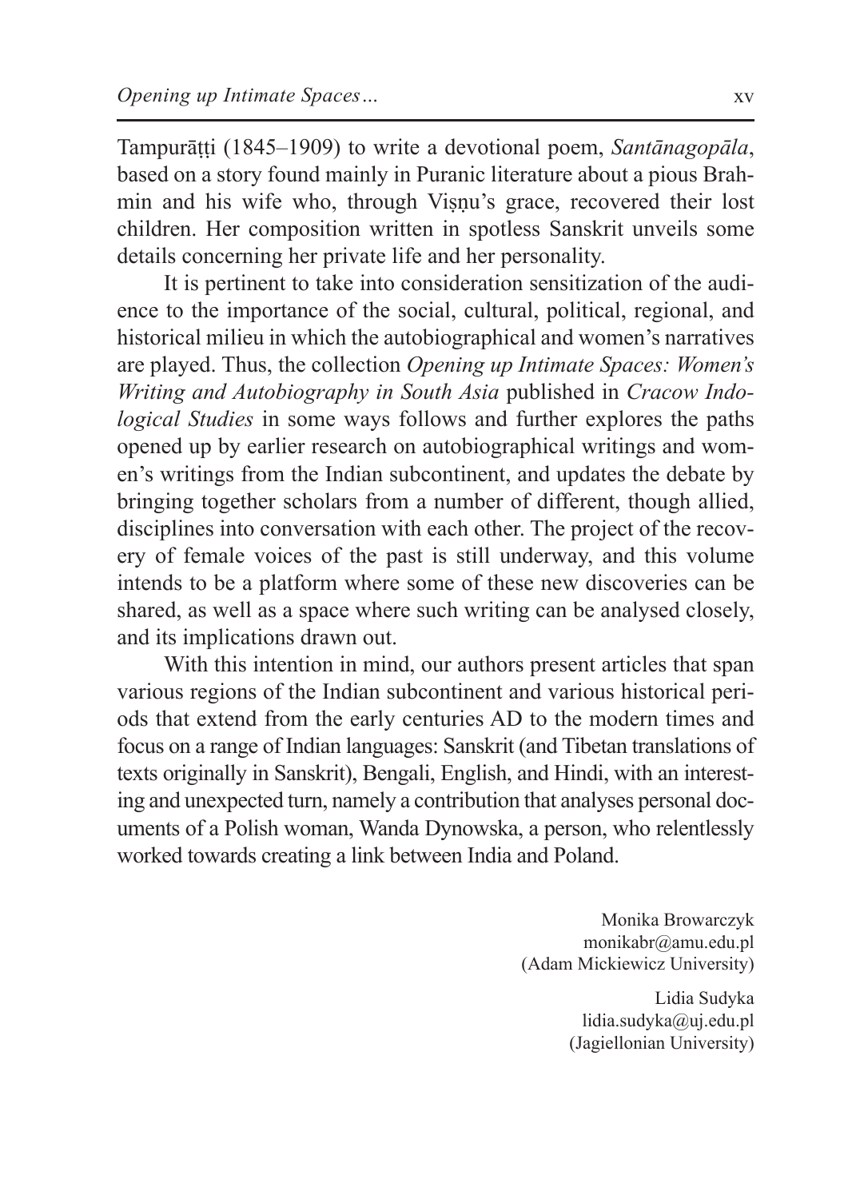Tampurāṭṭi (1845–1909) to write a devotional poem, *Santānagopāla*, based on a story found mainly in Puranic literature about a pious Brahmin and his wife who, through Viṣṇu's grace, recovered their lost children. Her composition written in spotless Sanskrit unveils some details concerning her private life and her personality.

It is pertinent to take into consideration sensitization of the audience to the importance of the social, cultural, political, regional, and historical milieu in which the autobiographical and women's narratives are played. Thus, the collection *Opening up Intimate Spaces: Women's Writing and Autobiography in South Asia* published in *Cracow Indological Studies* in some ways follows and further explores the paths opened up by earlier research on autobiographical writings and women's writings from the Indian subcontinent, and updates the debate by bringing together scholars from a number of different, though allied, disciplines into conversation with each other. The project of the recovery of female voices of the past is still underway, and this volume intends to be a platform where some of these new discoveries can be shared, as well as a space where such writing can be analysed closely, and its implications drawn out.

With this intention in mind, our authors present articles that span various regions of the Indian subcontinent and various historical periods that extend from the early centuries AD to the modern times and focus on a range of Indian languages: Sanskrit (and Tibetan translations of texts originally in Sanskrit), Bengali, English, and Hindi, with an interesting and unexpected turn, namely a contribution that analyses personal documents of a Polish woman, Wanda Dynowska, a person, who relentlessly worked towards creating a link between India and Poland.

Monika Browarczyk
monikabr@amu.edu.pl
(Adam Mickiewicz University)

Lidia Sudyka
lidia.sudyka@uj.edu.pl
(Jagiellonian University)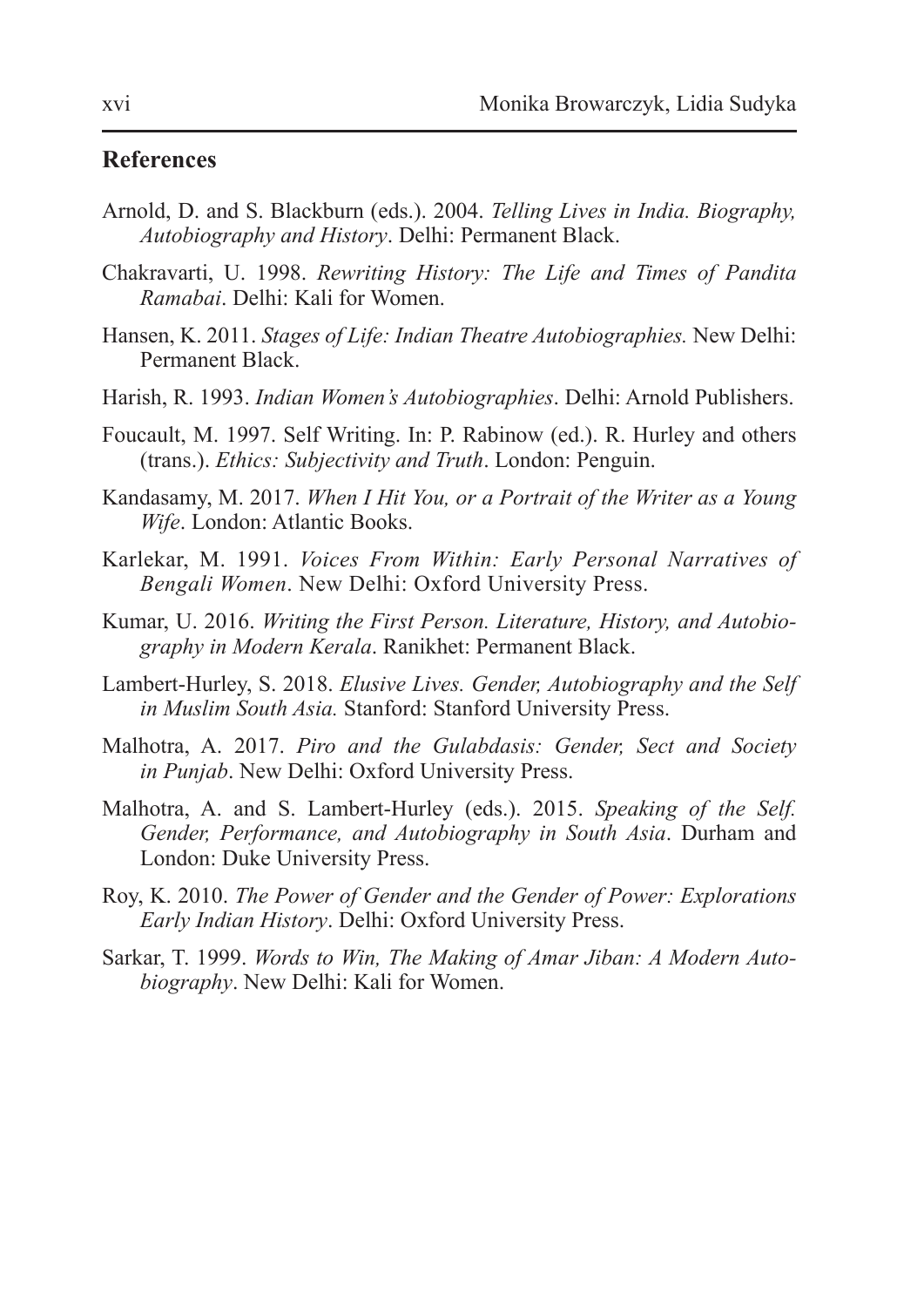## References

Arnold, D. and S. Blackburn (eds.). 2004. *Telling Lives in India. Biography, Autobiography and History*. Delhi: Permanent Black.

Chakravarti, U. 1998. *Rewriting History: The Life and Times of Pandita Ramabai*. Delhi: Kali for Women.

Hansen, K. 2011. *Stages of Life: Indian Theatre Autobiographies.* New Delhi: Permanent Black.

Harish, R. 1993. *Indian Women's Autobiographies*. Delhi: Arnold Publishers.

Foucault, M. 1997. Self Writing. In: P. Rabinow (ed.). R. Hurley and others (trans.). *Ethics: Subjectivity and Truth*. London: Penguin.

Kandasamy, M. 2017. *When I Hit You, or a Portrait of the Writer as a Young Wife*. London: Atlantic Books.

Karlekar, M. 1991. *Voices From Within: Early Personal Narratives of Bengali Women*. New Delhi: Oxford University Press.

Kumar, U. 2016. *Writing the First Person. Literature, History, and Autobiography in Modern Kerala*. Ranikhet: Permanent Black.

Lambert-Hurley, S. 2018. *Elusive Lives. Gender, Autobiography and the Self in Muslim South Asia.* Stanford: Stanford University Press.

Malhotra, A. 2017. *Piro and the Gulabdasis: Gender, Sect and Society in Punjab*. New Delhi: Oxford University Press.

Malhotra, A. and S. Lambert-Hurley (eds.). 2015. *Speaking of the Self. Gender, Performance, and Autobiography in South Asia*. Durham and London: Duke University Press.

Roy, K. 2010. *The Power of Gender and the Gender of Power: Explorations Early Indian History*. Delhi: Oxford University Press.

Sarkar, T. 1999. *Words to Win, The Making of Amar Jiban: A Modern Autobiography*. New Delhi: Kali for Women.